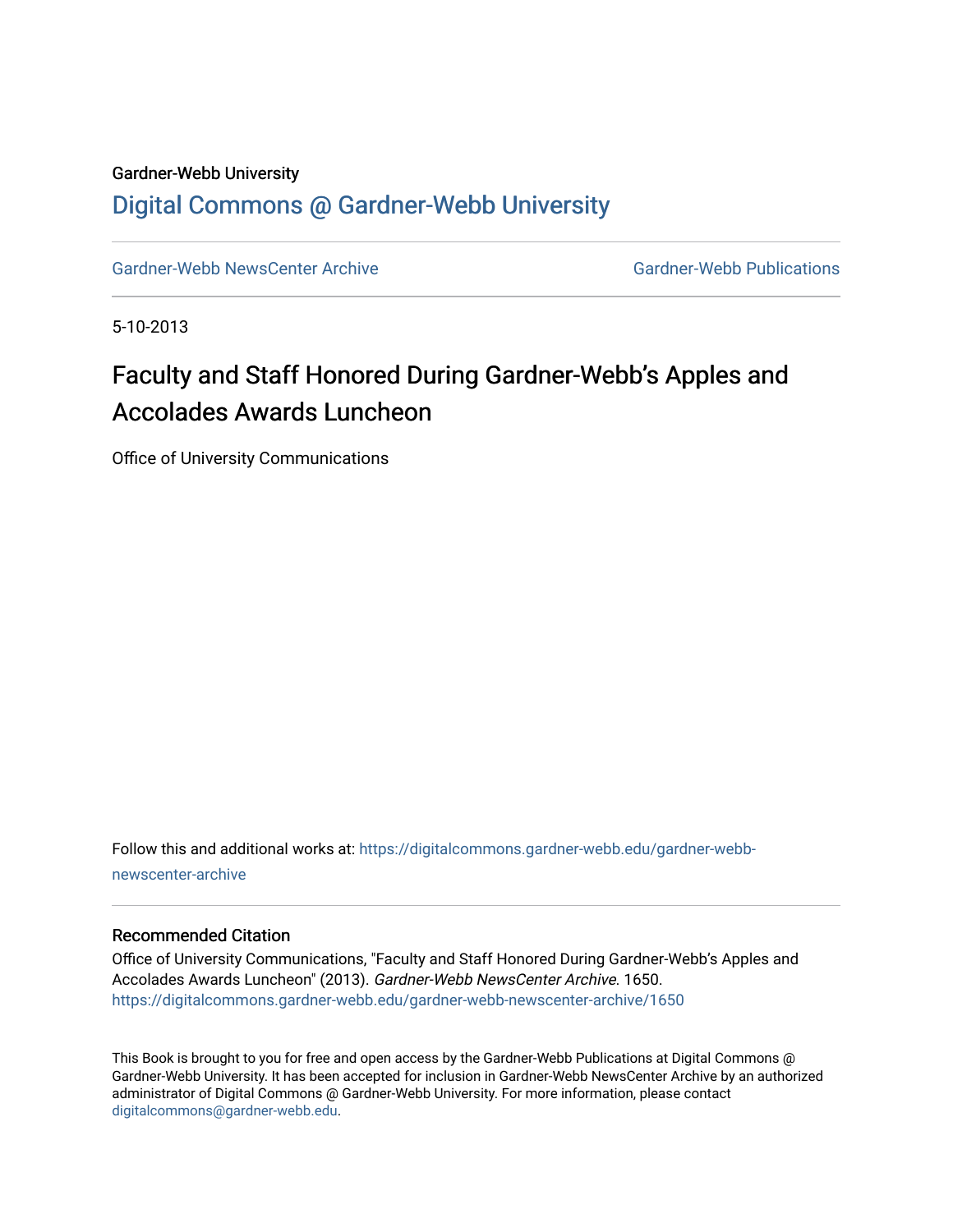Gardner-Webb University

## Digital Commons @ Gardner-Webb University

Gardner-Webb NewsCenter Archive | Gardner-Webb Publications

5-10-2013

# Faculty and Staff Honored During Gardner-Webb's Apples and Accolades Awards Luncheon

Office of University Communications

Follow this and additional works at: https://digitalcommons.gardner-webb.edu/gardner-webb-newscenter-archive

### Recommended Citation

Office of University Communications, "Faculty and Staff Honored During Gardner-Webb's Apples and Accolades Awards Luncheon" (2013). *Gardner-Webb NewsCenter Archive*. 1650. https://digitalcommons.gardner-webb.edu/gardner-webb-newscenter-archive/1650

This Book is brought to you for free and open access by the Gardner-Webb Publications at Digital Commons @ Gardner-Webb University. It has been accepted for inclusion in Gardner-Webb NewsCenter Archive by an authorized administrator of Digital Commons @ Gardner-Webb University. For more information, please contact digitalcommons@gardner-webb.edu.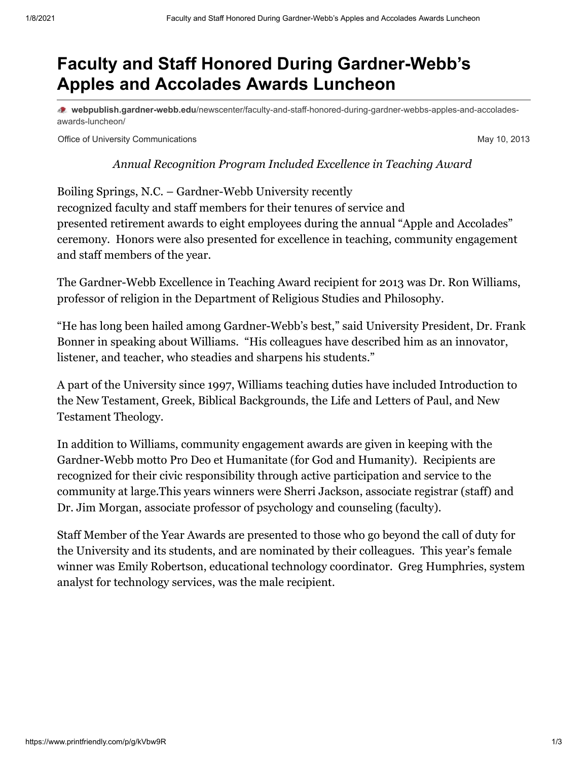# Faculty and Staff Honored During Gardner-Webb's Apples and Accolades Awards Luncheon

webpublish.gardner-webb.edu/newscenter/faculty-and-staff-honored-during-gardner-webbs-apples-and-accolades-awards-luncheon/

Office of University Communications May 10, 2013

*Annual Recognition Program Included Excellence in Teaching Award*

Boiling Springs, N.C. – Gardner-Webb University recently recognized faculty and staff members for their tenures of service and presented retirement awards to eight employees during the annual "Apple and Accolades" ceremony. Honors were also presented for excellence in teaching, community engagement and staff members of the year.

The Gardner-Webb Excellence in Teaching Award recipient for 2013 was Dr. Ron Williams, professor of religion in the Department of Religious Studies and Philosophy.

"He has long been hailed among Gardner-Webb's best," said University President, Dr. Frank Bonner in speaking about Williams. "His colleagues have described him as an innovator, listener, and teacher, who steadies and sharpens his students."

A part of the University since 1997, Williams teaching duties have included Introduction to the New Testament, Greek, Biblical Backgrounds, the Life and Letters of Paul, and New Testament Theology.

In addition to Williams, community engagement awards are given in keeping with the Gardner-Webb motto Pro Deo et Humanitate (for God and Humanity). Recipients are recognized for their civic responsibility through active participation and service to the community at large.This years winners were Sherri Jackson, associate registrar (staff) and Dr. Jim Morgan, associate professor of psychology and counseling (faculty).

Staff Member of the Year Awards are presented to those who go beyond the call of duty for the University and its students, and are nominated by their colleagues. This year's female winner was Emily Robertson, educational technology coordinator. Greg Humphries, system analyst for technology services, was the male recipient.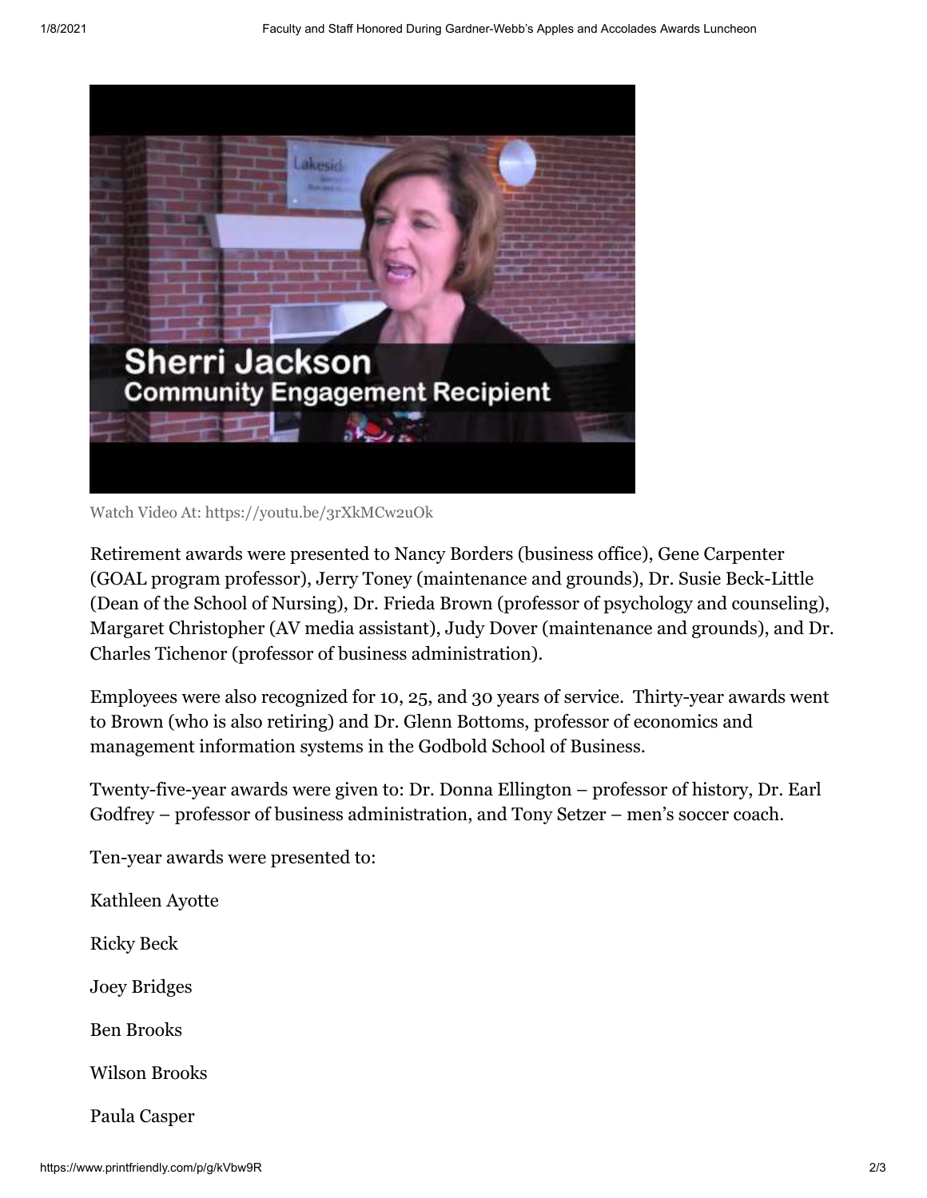Watch Video At: https://youtu.be/3rXkMCw2uOk

Retirement awards were presented to Nancy Borders (business office), Gene Carpenter (GOAL program professor), Jerry Toney (maintenance and grounds), Dr. Susie Beck-Little (Dean of the School of Nursing), Dr. Frieda Brown (professor of psychology and counseling), Margaret Christopher (AV media assistant), Judy Dover (maintenance and grounds), and Dr. Charles Tichenor (professor of business administration).

Employees were also recognized for 10, 25, and 30 years of service. Thirty-year awards went to Brown (who is also retiring) and Dr. Glenn Bottoms, professor of economics and management information systems in the Godbold School of Business.

Twenty-five-year awards were given to: Dr. Donna Ellington – professor of history, Dr. Earl Godfrey – professor of business administration, and Tony Setzer – men's soccer coach.

Ten-year awards were presented to:

Kathleen Ayotte

Ricky Beck

Joey Bridges

Ben Brooks

Wilson Brooks

Paula Casper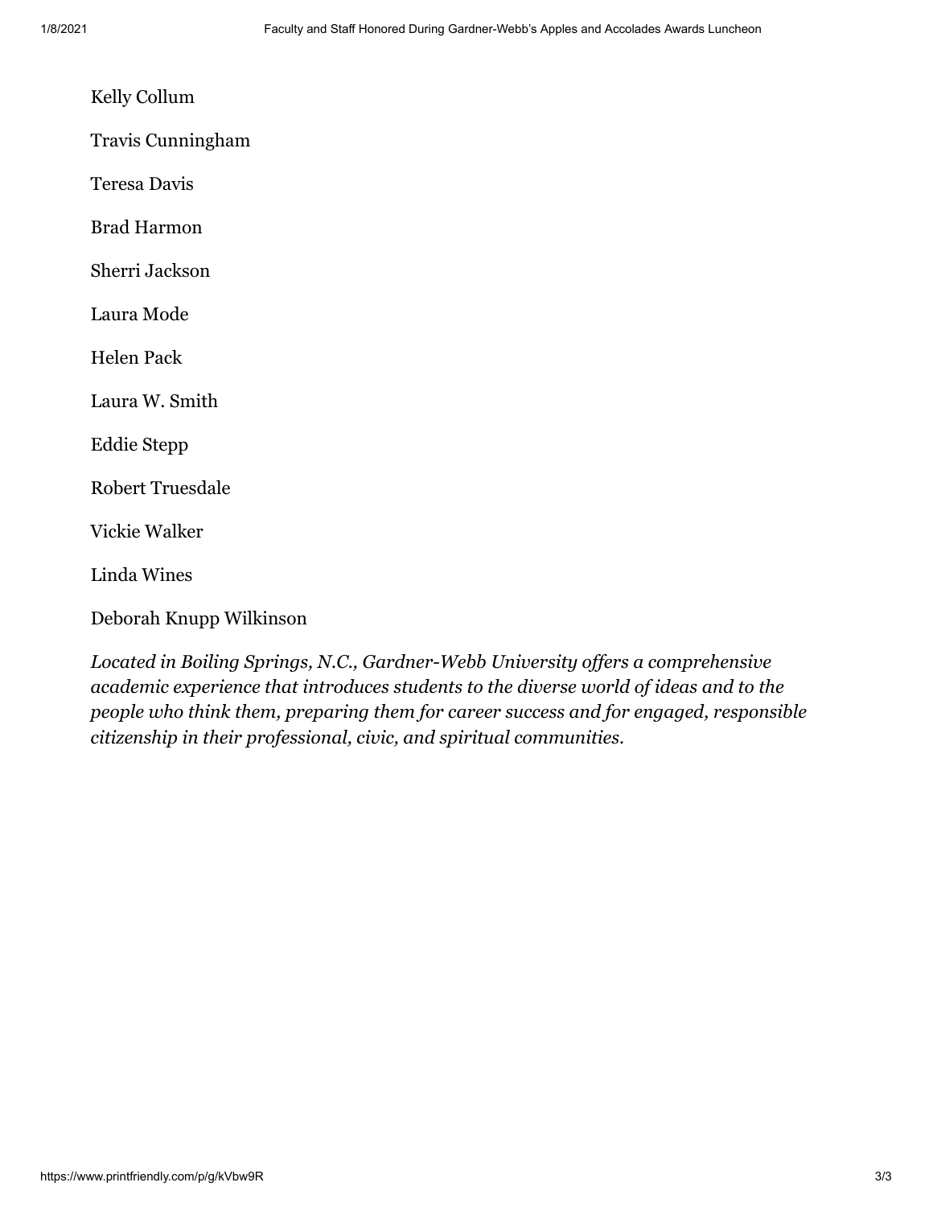Kelly Collum

Travis Cunningham

Teresa Davis

Brad Harmon

Sherri Jackson

Laura Mode

Helen Pack

Laura W. Smith

Eddie Stepp

Robert Truesdale

Vickie Walker

Linda Wines

Deborah Knupp Wilkinson

*Located in Boiling Springs, N.C., Gardner-Webb University offers a comprehensive academic experience that introduces students to the diverse world of ideas and to the people who think them, preparing them for career success and for engaged, responsible citizenship in their professional, civic, and spiritual communities.*